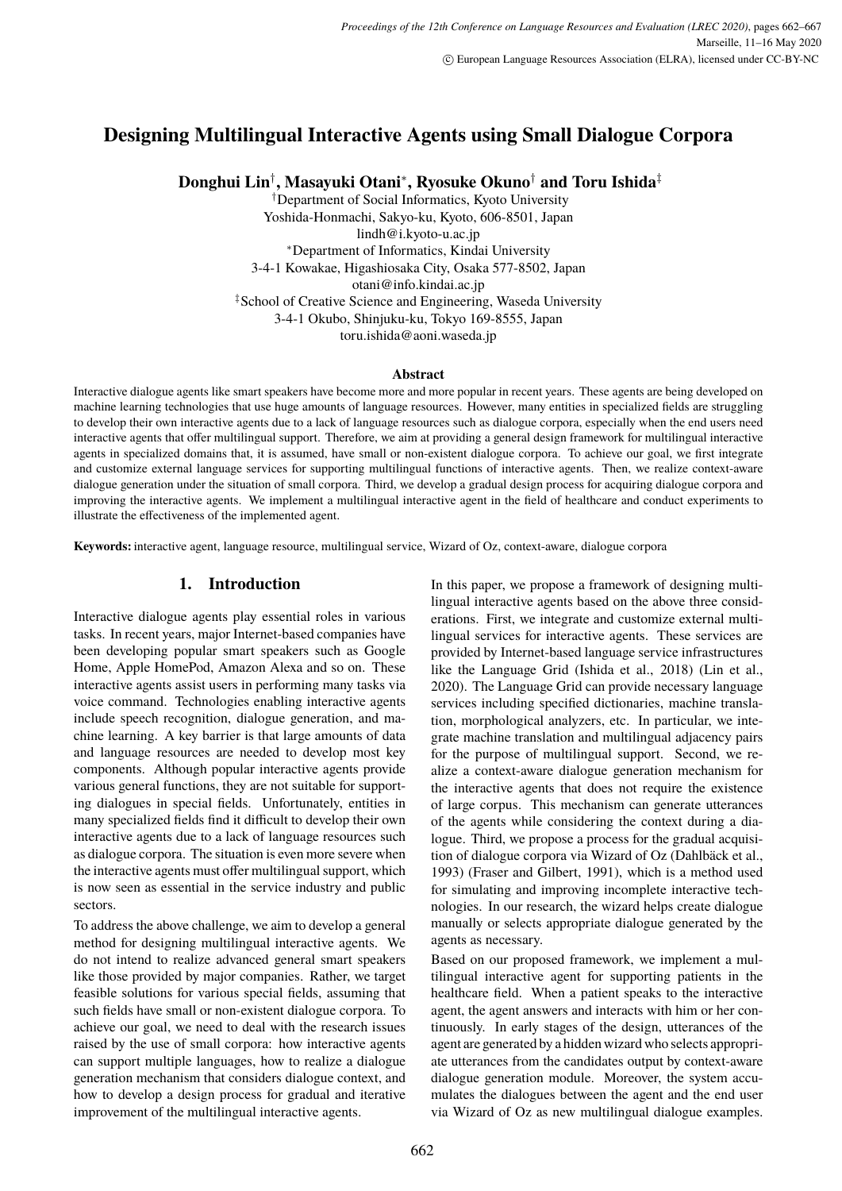# Designing Multilingual Interactive Agents using Small Dialogue Corpora

**Donghui Lin[†], Masayuki Otani[*], Ryosuke Okuno[†] and Toru Ishida[‡]**

[†]Department of Social Informatics, Kyoto University
Yoshida-Honmachi, Sakyo-ku, Kyoto, 606-8501, Japan
lindh@i.kyoto-u.ac.jp

[*]Department of Informatics, Kindai University
3-4-1 Kowakae, Higashiosaka City, Osaka 577-8502, Japan
otani@info.kindai.ac.jp

[‡]School of Creative Science and Engineering, Waseda University
3-4-1 Okubo, Shinjuku-ku, Tokyo 169-8555, Japan
toru.ishida@aoni.waseda.jp

### Abstract

Interactive dialogue agents like smart speakers have become more and more popular in recent years. These agents are being developed on machine learning technologies that use huge amounts of language resources. However, many entities in specialized fields are struggling to develop their own interactive agents due to a lack of language resources such as dialogue corpora, especially when the end users need interactive agents that offer multilingual support. Therefore, we aim at providing a general design framework for multilingual interactive agents in specialized domains that, it is assumed, have small or non-existent dialogue corpora. To achieve our goal, we first integrate and customize external language services for supporting multilingual functions of interactive agents. Then, we realize context-aware dialogue generation under the situation of small corpora. Third, we develop a gradual design process for acquiring dialogue corpora and improving the interactive agents. We implement a multilingual interactive agent in the field of healthcare and conduct experiments to illustrate the effectiveness of the implemented agent.

**Keywords:** interactive agent, language resource, multilingual service, Wizard of Oz, context-aware, dialogue corpora

## 1. Introduction

Interactive dialogue agents play essential roles in various tasks. In recent years, major Internet-based companies have been developing popular smart speakers such as Google Home, Apple HomePod, Amazon Alexa and so on. These interactive agents assist users in performing many tasks via voice command. Technologies enabling interactive agents include speech recognition, dialogue generation, and machine learning. A key barrier is that large amounts of data and language resources are needed to develop most key components. Although popular interactive agents provide various general functions, they are not suitable for supporting dialogues in special fields. Unfortunately, entities in many specialized fields find it difficult to develop their own interactive agents due to a lack of language resources such as dialogue corpora. The situation is even more severe when the interactive agents must offer multilingual support, which is now seen as essential in the service industry and public sectors.

To address the above challenge, we aim to develop a general method for designing multilingual interactive agents. We do not intend to realize advanced general smart speakers like those provided by major companies. Rather, we target feasible solutions for various special fields, assuming that such fields have small or non-existent dialogue corpora. To achieve our goal, we need to deal with the research issues raised by the use of small corpora: how interactive agents can support multiple languages, how to realize a dialogue generation mechanism that considers dialogue context, and how to develop a design process for gradual and iterative improvement of the multilingual interactive agents.

In this paper, we propose a framework of designing multilingual interactive agents based on the above three considerations. First, we integrate and customize external multilingual services for interactive agents. These services are provided by Internet-based language service infrastructures like the Language Grid (Ishida et al., 2018) (Lin et al., 2020). The Language Grid can provide necessary language services including specified dictionaries, machine translation, morphological analyzers, etc. In particular, we integrate machine translation and multilingual adjacency pairs for the purpose of multilingual support. Second, we realize a context-aware dialogue generation mechanism for the interactive agents that does not require the existence of large corpus. This mechanism can generate utterances of the agents while considering the context during a dialogue. Third, we propose a process for the gradual acquisition of dialogue corpora via Wizard of Oz (Dahlbäck et al., 1993) (Fraser and Gilbert, 1991), which is a method used for simulating and improving incomplete interactive technologies. In our research, the wizard helps create dialogue manually or selects appropriate dialogue generated by the agents as necessary.

Based on our proposed framework, we implement a multilingual interactive agent for supporting patients in the healthcare field. When a patient speaks to the interactive agent, the agent answers and interacts with him or her continuously. In early stages of the design, utterances of the agent are generated by a hidden wizard who selects appropriate utterances from the candidates output by context-aware dialogue generation module. Moreover, the system accumulates the dialogues between the agent and the end user via Wizard of Oz as new multilingual dialogue examples.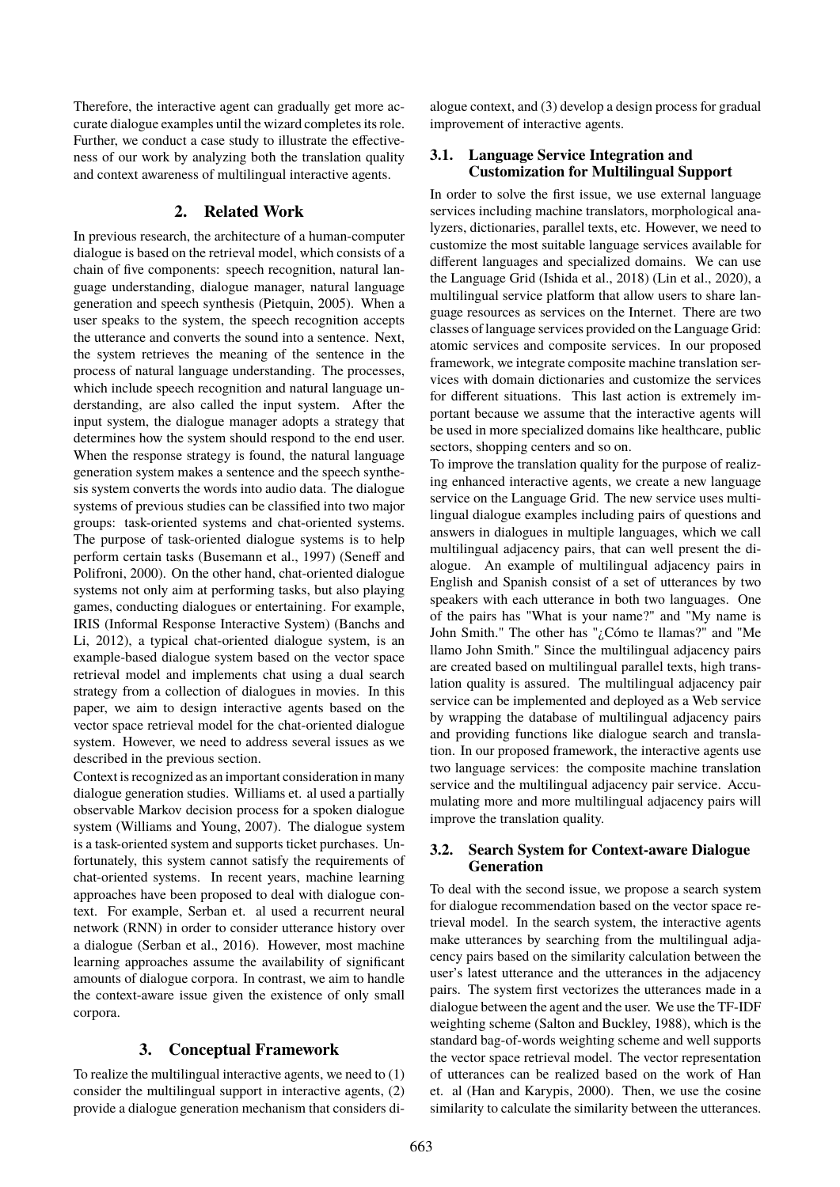Therefore, the interactive agent can gradually get more accurate dialogue examples until the wizard completes its role. Further, we conduct a case study to illustrate the effectiveness of our work by analyzing both the translation quality and context awareness of multilingual interactive agents.

## 2. Related Work

In previous research, the architecture of a human-computer dialogue is based on the retrieval model, which consists of a chain of five components: speech recognition, natural language understanding, dialogue manager, natural language generation and speech synthesis (Pietquin, 2005). When a user speaks to the system, the speech recognition accepts the utterance and converts the sound into a sentence. Next, the system retrieves the meaning of the sentence in the process of natural language understanding. The processes, which include speech recognition and natural language understanding, are also called the input system. After the input system, the dialogue manager adopts a strategy that determines how the system should respond to the end user. When the response strategy is found, the natural language generation system makes a sentence and the speech synthesis system converts the words into audio data. The dialogue systems of previous studies can be classified into two major groups: task-oriented systems and chat-oriented systems. The purpose of task-oriented dialogue systems is to help perform certain tasks (Busemann et al., 1997) (Seneff and Polifroni, 2000). On the other hand, chat-oriented dialogue systems not only aim at performing tasks, but also playing games, conducting dialogues or entertaining. For example, IRIS (Informal Response Interactive System) (Banchs and Li, 2012), a typical chat-oriented dialogue system, is an example-based dialogue system based on the vector space retrieval model and implements chat using a dual search strategy from a collection of dialogues in movies. In this paper, we aim to design interactive agents based on the vector space retrieval model for the chat-oriented dialogue system. However, we need to address several issues as we described in the previous section.

Context is recognized as an important consideration in many dialogue generation studies. Williams et. al used a partially observable Markov decision process for a spoken dialogue system (Williams and Young, 2007). The dialogue system is a task-oriented system and supports ticket purchases. Unfortunately, this system cannot satisfy the requirements of chat-oriented systems. In recent years, machine learning approaches have been proposed to deal with dialogue context. For example, Serban et. al used a recurrent neural network (RNN) in order to consider utterance history over a dialogue (Serban et al., 2016). However, most machine learning approaches assume the availability of significant amounts of dialogue corpora. In contrast, we aim to handle the context-aware issue given the existence of only small corpora.

## 3. Conceptual Framework

To realize the multilingual interactive agents, we need to (1) consider the multilingual support in interactive agents, (2) provide a dialogue generation mechanism that considers dialogue context, and (3) develop a design process for gradual improvement of interactive agents.

### 3.1. Language Service Integration and Customization for Multilingual Support

In order to solve the first issue, we use external language services including machine translators, morphological analyzers, dictionaries, parallel texts, etc. However, we need to customize the most suitable language services available for different languages and specialized domains. We can use the Language Grid (Ishida et al., 2018) (Lin et al., 2020), a multilingual service platform that allow users to share language resources as services on the Internet. There are two classes of language services provided on the Language Grid: atomic services and composite services. In our proposed framework, we integrate composite machine translation services with domain dictionaries and customize the services for different situations. This last action is extremely important because we assume that the interactive agents will be used in more specialized domains like healthcare, public sectors, shopping centers and so on.

To improve the translation quality for the purpose of realizing enhanced interactive agents, we create a new language service on the Language Grid. The new service uses multilingual dialogue examples including pairs of questions and answers in dialogues in multiple languages, which we call multilingual adjacency pairs, that can well present the dialogue. An example of multilingual adjacency pairs in English and Spanish consist of a set of utterances by two speakers with each utterance in both two languages. One of the pairs has "What is your name?" and "My name is John Smith." The other has "¿Cómo te llamas?" and "Me llamo John Smith." Since the multilingual adjacency pairs are created based on multilingual parallel texts, high translation quality is assured. The multilingual adjacency pair service can be implemented and deployed as a Web service by wrapping the database of multilingual adjacency pairs and providing functions like dialogue search and translation. In our proposed framework, the interactive agents use two language services: the composite machine translation service and the multilingual adjacency pair service. Accumulating more and more multilingual adjacency pairs will improve the translation quality.

### 3.2. Search System for Context-aware Dialogue Generation

To deal with the second issue, we propose a search system for dialogue recommendation based on the vector space retrieval model. In the search system, the interactive agents make utterances by searching from the multilingual adjacency pairs based on the similarity calculation between the user's latest utterance and the utterances in the adjacency pairs. The system first vectorizes the utterances made in a dialogue between the agent and the user. We use the TF-IDF weighting scheme (Salton and Buckley, 1988), which is the standard bag-of-words weighting scheme and well supports the vector space retrieval model. The vector representation of utterances can be realized based on the work of Han et. al (Han and Karypis, 2000). Then, we use the cosine similarity to calculate the similarity between the utterances.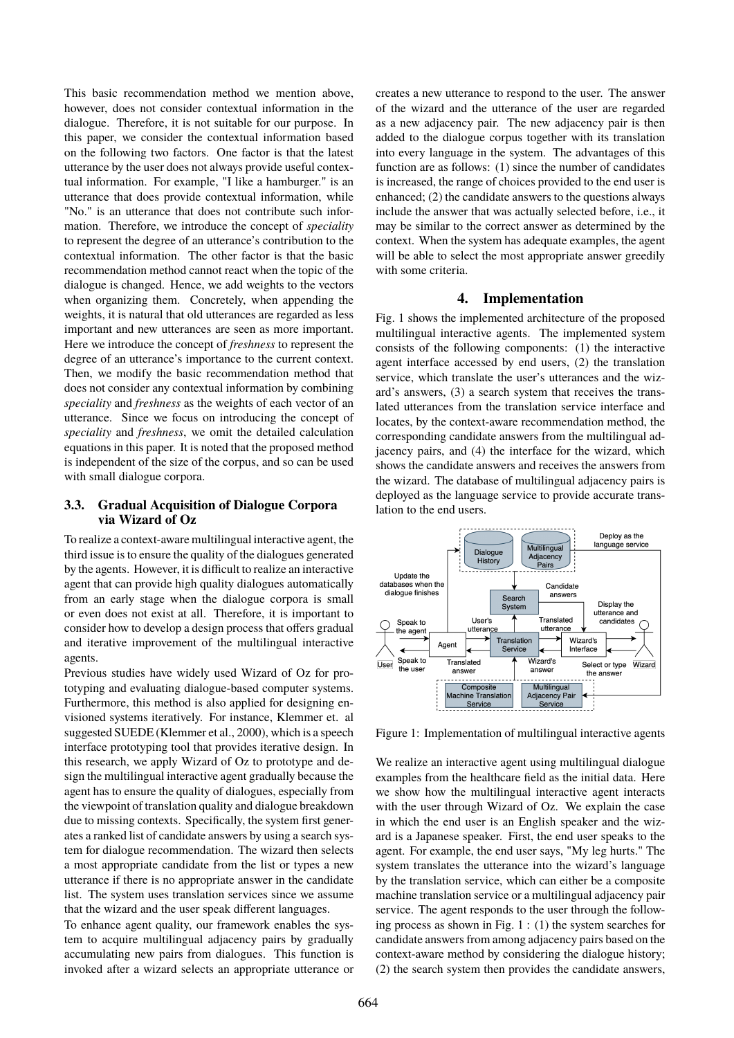This basic recommendation method we mention above, however, does not consider contextual information in the dialogue. Therefore, it is not suitable for our purpose. In this paper, we consider the contextual information based on the following two factors. One factor is that the latest utterance by the user does not always provide useful contextual information. For example, "I like a hamburger." is an utterance that does provide contextual information, while "No." is an utterance that does not contribute such information. Therefore, we introduce the concept of *speciality* to represent the degree of an utterance's contribution to the contextual information. The other factor is that the basic recommendation method cannot react when the topic of the dialogue is changed. Hence, we add weights to the vectors when organizing them. Concretely, when appending the weights, it is natural that old utterances are regarded as less important and new utterances are seen as more important. Here we introduce the concept of *freshness* to represent the degree of an utterance's importance to the current context. Then, we modify the basic recommendation method that does not consider any contextual information by combining *speciality* and *freshness* as the weights of each vector of an utterance. Since we focus on introducing the concept of *speciality* and *freshness*, we omit the detailed calculation equations in this paper. It is noted that the proposed method is independent of the size of the corpus, and so can be used with small dialogue corpora.

### 3.3. Gradual Acquisition of Dialogue Corpora via Wizard of Oz

To realize a context-aware multilingual interactive agent, the third issue is to ensure the quality of the dialogues generated by the agents. However, it is difficult to realize an interactive agent that can provide high quality dialogues automatically from an early stage when the dialogue corpora is small or even does not exist at all. Therefore, it is important to consider how to develop a design process that offers gradual and iterative improvement of the multilingual interactive agents.

Previous studies have widely used Wizard of Oz for prototyping and evaluating dialogue-based computer systems. Furthermore, this method is also applied for designing envisioned systems iteratively. For instance, Klemmer et. al suggested SUEDE (Klemmer et al., 2000), which is a speech interface prototyping tool that provides iterative design. In this research, we apply Wizard of Oz to prototype and design the multilingual interactive agent gradually because the agent has to ensure the quality of dialogues, especially from the viewpoint of translation quality and dialogue breakdown due to missing contexts. Specifically, the system first generates a ranked list of candidate answers by using a search system for dialogue recommendation. The wizard then selects a most appropriate candidate from the list or types a new utterance if there is no appropriate answer in the candidate list. The system uses translation services since we assume that the wizard and the user speak different languages.

To enhance agent quality, our framework enables the system to acquire multilingual adjacency pairs by gradually accumulating new pairs from dialogues. This function is invoked after a wizard selects an appropriate utterance or creates a new utterance to respond to the user. The answer of the wizard and the utterance of the user are regarded as a new adjacency pair. The new adjacency pair is then added to the dialogue corpus together with its translation into every language in the system. The advantages of this function are as follows: (1) since the number of candidates is increased, the range of choices provided to the end user is enhanced; (2) the candidate answers to the questions always include the answer that was actually selected before, i.e., it may be similar to the correct answer as determined by the context. When the system has adequate examples, the agent will be able to select the most appropriate answer greedily with some criteria.

## 4. Implementation

Fig. 1 shows the implemented architecture of the proposed multilingual interactive agents. The implemented system consists of the following components: (1) the interactive agent interface accessed by end users, (2) the translation service, which translate the user's utterances and the wizard's answers, (3) a search system that receives the translated utterances from the translation service interface and locates, by the context-aware recommendation method, the corresponding candidate answers from the multilingual adjacency pairs, and (4) the interface for the wizard, which shows the candidate answers and receives the answers from the wizard. The database of multilingual adjacency pairs is deployed as the language service to provide accurate translation to the end users.

Dialogue History
Multilingual Adjacency Pairs
Deploy as the language service
Update the databases when the dialogue finishes
Search System
Candidate answers
Display the utterance and candidates
Speak to the agent
User's utterance
Translated utterance
Agent
Translation Service
Wizard's Interface
User
Speak to the user
Translated answer
Wizard's answer
Select or type the answer
Wizard
Composite Machine Translation Service
Multilingual Adjacency Pair Service

Figure 1: Implementation of multilingual interactive agents

We realize an interactive agent using multilingual dialogue examples from the healthcare field as the initial data. Here we show how the multilingual interactive agent interacts with the user through Wizard of Oz. We explain the case in which the end user is an English speaker and the wizard is a Japanese speaker. First, the end user speaks to the agent. For example, the end user says, "My leg hurts." The system translates the utterance into the wizard's language by the translation service, which can either be a composite machine translation service or a multilingual adjacency pair service. The agent responds to the user through the following process as shown in Fig. 1 : (1) the system searches for candidate answers from among adjacency pairs based on the context-aware method by considering the dialogue history; (2) the search system then provides the candidate answers,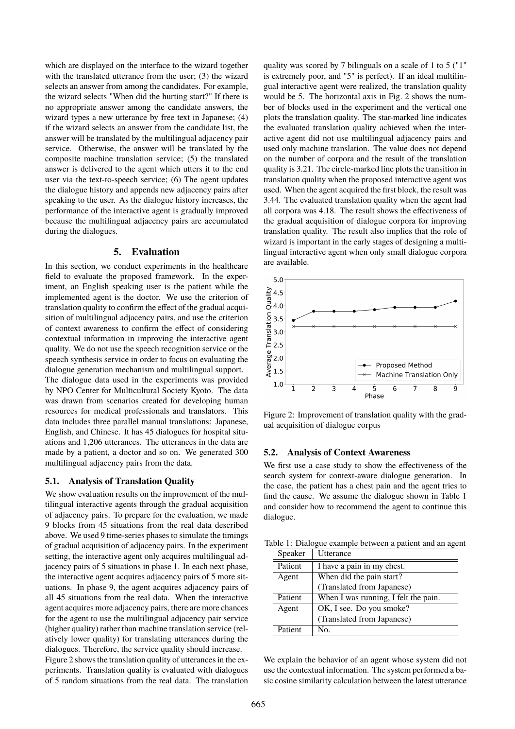which are displayed on the interface to the wizard together with the translated utterance from the user; (3) the wizard selects an answer from among the candidates. For example, the wizard selects "When did the hurting start?" If there is no appropriate answer among the candidate answers, the wizard types a new utterance by free text in Japanese; (4) if the wizard selects an answer from the candidate list, the answer will be translated by the multilingual adjacency pair service. Otherwise, the answer will be translated by the composite machine translation service; (5) the translated answer is delivered to the agent which utters it to the end user via the text-to-speech service; (6) The agent updates the dialogue history and appends new adjacency pairs after speaking to the user. As the dialogue history increases, the performance of the interactive agent is gradually improved because the multilingual adjacency pairs are accumulated during the dialogues.

## 5. Evaluation

In this section, we conduct experiments in the healthcare field to evaluate the proposed framework. In the experiment, an English speaking user is the patient while the implemented agent is the doctor. We use the criterion of translation quality to confirm the effect of the gradual acquisition of multilingual adjacency pairs, and use the criterion of context awareness to confirm the effect of considering contextual information in improving the interactive agent quality. We do not use the speech recognition service or the speech synthesis service in order to focus on evaluating the dialogue generation mechanism and multilingual support.

The dialogue data used in the experiments was provided by NPO Center for Multicultural Society Kyoto. The data was drawn from scenarios created for developing human resources for medical professionals and translators. This data includes three parallel manual translations: Japanese, English, and Chinese. It has 45 dialogues for hospital situations and 1,206 utterances. The utterances in the data are made by a patient, a doctor and so on. We generated 300 multilingual adjacency pairs from the data.

### 5.1. Analysis of Translation Quality

We show evaluation results on the improvement of the multilingual interactive agents through the gradual acquisition of adjacency pairs. To prepare for the evaluation, we made 9 blocks from 45 situations from the real data described above. We used 9 time-series phases to simulate the timings of gradual acquisition of adjacency pairs. In the experiment setting, the interactive agent only acquires multilingual adjacency pairs of 5 situations in phase 1. In each next phase, the interactive agent acquires adjacency pairs of 5 more situations. In phase 9, the agent acquires adjacency pairs of all 45 situations from the real data. When the interactive agent acquires more adjacency pairs, there are more chances for the agent to use the multilingual adjacency pair service (higher quality) rather than machine translation service (relatively lower quality) for translating utterances during the dialogues. Therefore, the service quality should increase.

Figure 2 shows the translation quality of utterances in the experiments. Translation quality is evaluated with dialogues of 5 random situations from the real data. The translation quality was scored by 7 bilinguals on a scale of 1 to 5 ("1" is extremely poor, and "5" is perfect). If an ideal multilingual interactive agent were realized, the translation quality would be 5. The horizontal axis in Fig. 2 shows the number of blocks used in the experiment and the vertical one plots the translation quality. The star-marked line indicates the evaluated translation quality achieved when the interactive agent did not use multilingual adjacency pairs and used only machine translation. The value does not depend on the number of corpora and the result of the translation quality is 3.21. The circle-marked line plots the transition in translation quality when the proposed interactive agent was used. When the agent acquired the first block, the result was 3.44. The evaluated translation quality when the agent had all corpora was 4.18. The result shows the effectiveness of the gradual acquisition of dialogue corpora for improving translation quality. The result also implies that the role of wizard is important in the early stages of designing a multilingual interactive agent when only small dialogue corpora are available.

Average Translation Quality
5.0
4.5
4.0
3.5
3.0
2.5
2.0
1.5
1.0
1 2 3 4 5 6 7 8 9
Phase
Proposed Method
Machine Translation Only

Figure 2: Improvement of translation quality with the gradual acquisition of dialogue corpus

### 5.2. Analysis of Context Awareness

We first use a case study to show the effectiveness of the search system for context-aware dialogue generation. In the case, the patient has a chest pain and the agent tries to find the cause. We assume the dialogue shown in Table 1 and consider how to recommend the agent to continue this dialogue.

Table 1: Dialogue example between a patient and an agent

| Speaker | Utterance |
|---|---|
| Patient | I have a pain in my chest. |
| Agent | When did the pain start? (Translated from Japanese) |
| Patient | When I was running, I felt the pain. |
| Agent | OK, I see. Do you smoke? (Translated from Japanese) |
| Patient | No. |

We explain the behavior of an agent whose system did not use the contextual information. The system performed a basic cosine similarity calculation between the latest utterance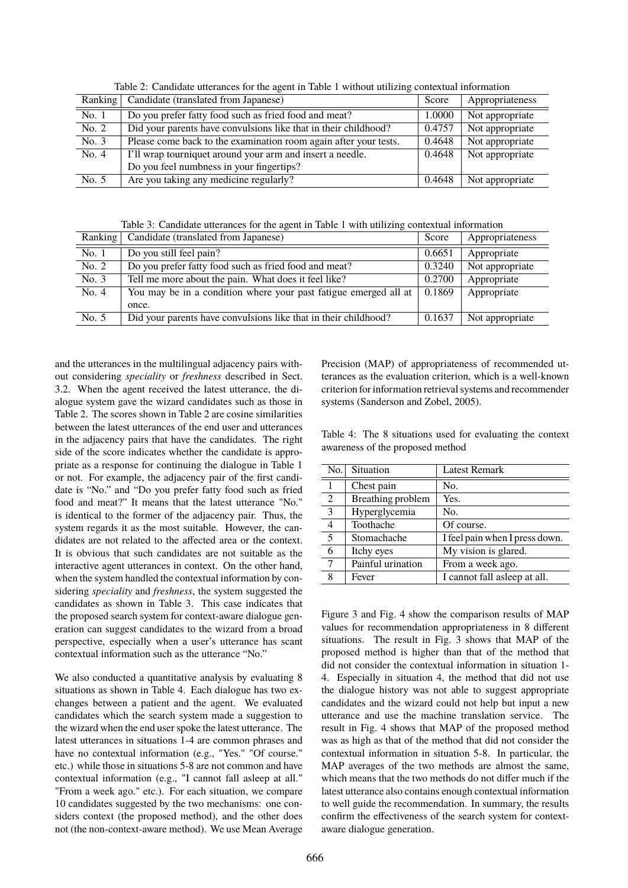Table 2: Candidate utterances for the agent in Table 1 without utilizing contextual information

| Ranking | Candidate (translated from Japanese) | Score | Appropriateness |
| --- | --- | --- | --- |
| No. 1 | Do you prefer fatty food such as fried food and meat? | 1.0000 | Not appropriate |
| No. 2 | Did your parents have convulsions like that in their childhood? | 0.4757 | Not appropriate |
| No. 3 | Please come back to the examination room again after your tests. | 0.4648 | Not appropriate |
| No. 4 | I'll wrap tourniquet around your arm and insert a needle. Do you feel numbness in your fingertips? | 0.4648 | Not appropriate |
| No. 5 | Are you taking any medicine regularly? | 0.4648 | Not appropriate |

Table 3: Candidate utterances for the agent in Table 1 with utilizing contextual information

| Ranking | Candidate (translated from Japanese) | Score | Appropriateness |
| --- | --- | --- | --- |
| No. 1 | Do you still feel pain? | 0.6651 | Appropriate |
| No. 2 | Do you prefer fatty food such as fried food and meat? | 0.3240 | Not appropriate |
| No. 3 | Tell me more about the pain. What does it feel like? | 0.2700 | Appropriate |
| No. 4 | You may be in a condition where your past fatigue emerged all at once. | 0.1869 | Appropriate |
| No. 5 | Did your parents have convulsions like that in their childhood? | 0.1637 | Not appropriate |

and the utterances in the multilingual adjacency pairs without considering *speciality* or *freshness* described in Sect. 3.2. When the agent received the latest utterance, the dialogue system gave the wizard candidates such as those in Table 2. The scores shown in Table 2 are cosine similarities between the latest utterances of the end user and utterances in the adjacency pairs that have the candidates. The right side of the score indicates whether the candidate is appropriate as a response for continuing the dialogue in Table 1 or not. For example, the adjacency pair of the first candidate is "No." and "Do you prefer fatty food such as fried food and meat?" It means that the latest utterance "No." is identical to the former of the adjacency pair. Thus, the system regards it as the most suitable. However, the candidates are not related to the affected area or the context. It is obvious that such candidates are not suitable as the interactive agent utterances in context. On the other hand, when the system handled the contextual information by considering *speciality* and *freshness*, the system suggested the candidates as shown in Table 3. This case indicates that the proposed search system for context-aware dialogue generation can suggest candidates to the wizard from a broad perspective, especially when a user's utterance has scant contextual information such as the utterance "No."

We also conducted a quantitative analysis by evaluating 8 situations as shown in Table 4. Each dialogue has two exchanges between a patient and the agent. We evaluated candidates which the search system made a suggestion to the wizard when the end user spoke the latest utterance. The latest utterances in situations 1-4 are common phrases and have no contextual information (e.g., "Yes." "Of course." etc.) while those in situations 5-8 are not common and have contextual information (e.g., "I cannot fall asleep at all." "From a week ago." etc.). For each situation, we compare 10 candidates suggested by the two mechanisms: one considers context (the proposed method), and the other does not (the non-context-aware method). We use Mean Average Precision (MAP) of appropriateness of recommended utterances as the evaluation criterion, which is a well-known criterion for information retrieval systems and recommender systems (Sanderson and Zobel, 2005).

Table 4: The 8 situations used for evaluating the context awareness of the proposed method

| No. | Situation | Latest Remark |
| --- | --- | --- |
| 1 | Chest pain | No. |
| 2 | Breathing problem | Yes. |
| 3 | Hyperglycemia | No. |
| 4 | Toothache | Of course. |
| 5 | Stomachache | I feel pain when I press down. |
| 6 | Itchy eyes | My vision is glared. |
| 7 | Painful urination | From a week ago. |
| 8 | Fever | I cannot fall asleep at all. |

Figure 3 and Fig. 4 show the comparison results of MAP values for recommendation appropriateness in 8 different situations. The result in Fig. 3 shows that MAP of the proposed method is higher than that of the method that did not consider the contextual information in situation 1-4. Especially in situation 4, the method that did not use the dialogue history was not able to suggest appropriate candidates and the wizard could not help but input a new utterance and use the machine translation service. The result in Fig. 4 shows that MAP of the proposed method was as high as that of the method that did not consider the contextual information in situation 5-8. In particular, the MAP averages of the two methods are almost the same, which means that the two methods do not differ much if the latest utterance also contains enough contextual information to well guide the recommendation. In summary, the results confirm the effectiveness of the search system for context-aware dialogue generation.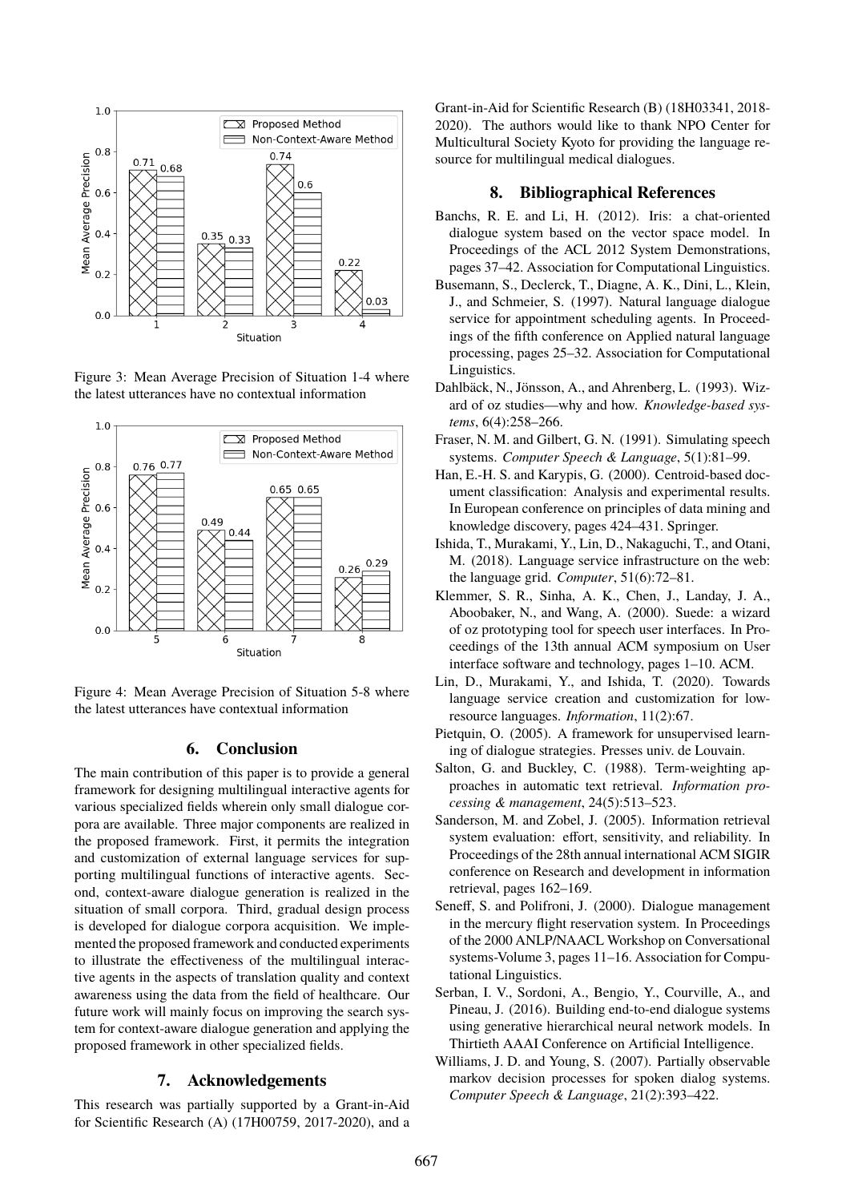1.0

Proposed Method

Non-Context-Aware Method

Mean Average Precision

0.8
0.6
0.4
0.2
0.0

0.71 0.68

0.35 0.33

0.74

0.6

0.22

0.03

1 2 3 4

Situation

Figure 3: Mean Average Precision of Situation 1-4 where the latest utterances have no contextual information

1.0

Proposed Method

Non-Context-Aware Method

Mean Average Precision

0.8
0.6
0.4
0.2
0.0

0.76 0.77

0.49

0.44

0.65 0.65

0.26 0.29

5 6 7 8

Situation

Figure 4: Mean Average Precision of Situation 5-8 where the latest utterances have contextual information

## 6. Conclusion

The main contribution of this paper is to provide a general framework for designing multilingual interactive agents for various specialized fields wherein only small dialogue corpora are available. Three major components are realized in the proposed framework. First, it permits the integration and customization of external language services for supporting multilingual functions of interactive agents. Second, context-aware dialogue generation is realized in the situation of small corpora. Third, gradual design process is developed for dialogue corpora acquisition. We implemented the proposed framework and conducted experiments to illustrate the effectiveness of the multilingual interactive agents in the aspects of translation quality and context awareness using the data from the field of healthcare. Our future work will mainly focus on improving the search system for context-aware dialogue generation and applying the proposed framework in other specialized fields.

## 7. Acknowledgements

This research was partially supported by a Grant-in-Aid for Scientific Research (A) (17H00759, 2017-2020), and a Grant-in-Aid for Scientific Research (B) (18H03341, 2018-2020). The authors would like to thank NPO Center for Multicultural Society Kyoto for providing the language resource for multilingual medical dialogues.

## 8. Bibliographical References

Banchs, R. E. and Li, H. (2012). Iris: a chat-oriented dialogue system based on the vector space model. In Proceedings of the ACL 2012 System Demonstrations, pages 37–42. Association for Computational Linguistics.

Busemann, S., Declerck, T., Diagne, A. K., Dini, L., Klein, J., and Schmeier, S. (1997). Natural language dialogue service for appointment scheduling agents. In Proceedings of the fifth conference on Applied natural language processing, pages 25–32. Association for Computational Linguistics.

Dahlbäck, N., Jönsson, A., and Ahrenberg, L. (1993). Wizard of oz studies—why and how. *Knowledge-based systems*, 6(4):258–266.

Fraser, N. M. and Gilbert, G. N. (1991). Simulating speech systems. *Computer Speech & Language*, 5(1):81–99.

Han, E.-H. S. and Karypis, G. (2000). Centroid-based document classification: Analysis and experimental results. In European conference on principles of data mining and knowledge discovery, pages 424–431. Springer.

Ishida, T., Murakami, Y., Lin, D., Nakaguchi, T., and Otani, M. (2018). Language service infrastructure on the web: the language grid. *Computer*, 51(6):72–81.

Klemmer, S. R., Sinha, A. K., Chen, J., Landay, J. A., Aboobaker, N., and Wang, A. (2000). Suede: a wizard of oz prototyping tool for speech user interfaces. In Proceedings of the 13th annual ACM symposium on User interface software and technology, pages 1–10. ACM.

Lin, D., Murakami, Y., and Ishida, T. (2020). Towards language service creation and customization for low-resource languages. *Information*, 11(2):67.

Pietquin, O. (2005). A framework for unsupervised learning of dialogue strategies. Presses univ. de Louvain.

Salton, G. and Buckley, C. (1988). Term-weighting approaches in automatic text retrieval. *Information processing & management*, 24(5):513–523.

Sanderson, M. and Zobel, J. (2005). Information retrieval system evaluation: effort, sensitivity, and reliability. In Proceedings of the 28th annual international ACM SIGIR conference on Research and development in information retrieval, pages 162–169.

Seneff, S. and Polifroni, J. (2000). Dialogue management in the mercury flight reservation system. In Proceedings of the 2000 ANLP/NAACL Workshop on Conversational systems-Volume 3, pages 11–16. Association for Computational Linguistics.

Serban, I. V., Sordoni, A., Bengio, Y., Courville, A., and Pineau, J. (2016). Building end-to-end dialogue systems using generative hierarchical neural network models. In Thirtieth AAAI Conference on Artificial Intelligence.

Williams, J. D. and Young, S. (2007). Partially observable markov decision processes for spoken dialog systems. *Computer Speech & Language*, 21(2):393–422.